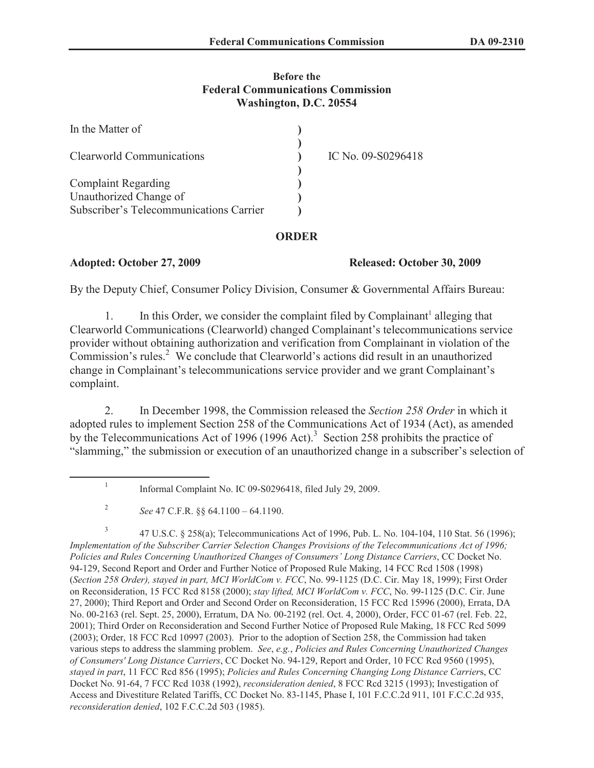**Before the**
**Federal Communications Commission**
**Washington, D.C. 20554**

| | | |
|---|---|---|
| In the Matter of | ) | |
| | ) | |
| Clearworld Communications | ) | IC No. 09-S0296418 |
| | ) | |
| Complaint Regarding | ) | |
| Unauthorized Change of | ) | |
| Subscriber's Telecommunications Carrier | ) | |

## ORDER

**Adopted: October 27, 2009** **Released: October 30, 2009**

By the Deputy Chief, Consumer Policy Division, Consumer & Governmental Affairs Bureau:

1. In this Order, we consider the complaint filed by Complainant[1] alleging that Clearworld Communications (Clearworld) changed Complainant's telecommunications service provider without obtaining authorization and verification from Complainant in violation of the Commission's rules.[2] We conclude that Clearworld's actions did result in an unauthorized change in Complainant's telecommunications service provider and we grant Complainant's complaint.

2. In December 1998, the Commission released the *Section 258 Order* in which it adopted rules to implement Section 258 of the Communications Act of 1934 (Act), as amended by the Telecommunications Act of 1996 (1996 Act).[3] Section 258 prohibits the practice of "slamming," the submission or execution of an unauthorized change in a subscriber's selection of

---

[1] Informal Complaint No. IC 09-S0296418, filed July 29, 2009.

[2] *See* 47 C.F.R. §§ 64.1100 – 64.1190.

[3] 47 U.S.C. § 258(a); Telecommunications Act of 1996, Pub. L. No. 104-104, 110 Stat. 56 (1996); *Implementation of the Subscriber Carrier Selection Changes Provisions of the Telecommunications Act of 1996; Policies and Rules Concerning Unauthorized Changes of Consumers' Long Distance Carriers*, CC Docket No. 94-129, Second Report and Order and Further Notice of Proposed Rule Making, 14 FCC Rcd 1508 (1998) (*Section 258 Order), stayed in part, MCI WorldCom v. FCC*, No. 99-1125 (D.C. Cir. May 18, 1999); First Order on Reconsideration, 15 FCC Rcd 8158 (2000); *stay lifted, MCI WorldCom v. FCC*, No. 99-1125 (D.C. Cir. June 27, 2000); Third Report and Order and Second Order on Reconsideration, 15 FCC Rcd 15996 (2000), Errata, DA No. 00-2163 (rel. Sept. 25, 2000), Erratum, DA No. 00-2192 (rel. Oct. 4, 2000), Order, FCC 01-67 (rel. Feb. 22, 2001); Third Order on Reconsideration and Second Further Notice of Proposed Rule Making, 18 FCC Rcd 5099 (2003); Order, 18 FCC Rcd 10997 (2003). Prior to the adoption of Section 258, the Commission had taken various steps to address the slamming problem. *See*, *e.g.*, *Policies and Rules Concerning Unauthorized Changes of Consumers' Long Distance Carriers*, CC Docket No. 94-129, Report and Order, 10 FCC Rcd 9560 (1995), *stayed in part*, 11 FCC Rcd 856 (1995); *Policies and Rules Concerning Changing Long Distance Carrier*s, CC Docket No. 91-64, 7 FCC Rcd 1038 (1992), *reconsideration denied*, 8 FCC Rcd 3215 (1993); Investigation of Access and Divestiture Related Tariffs, CC Docket No. 83-1145, Phase I, 101 F.C.C.2d 911, 101 F.C.C.2d 935, *reconsideration denied*, 102 F.C.C.2d 503 (1985).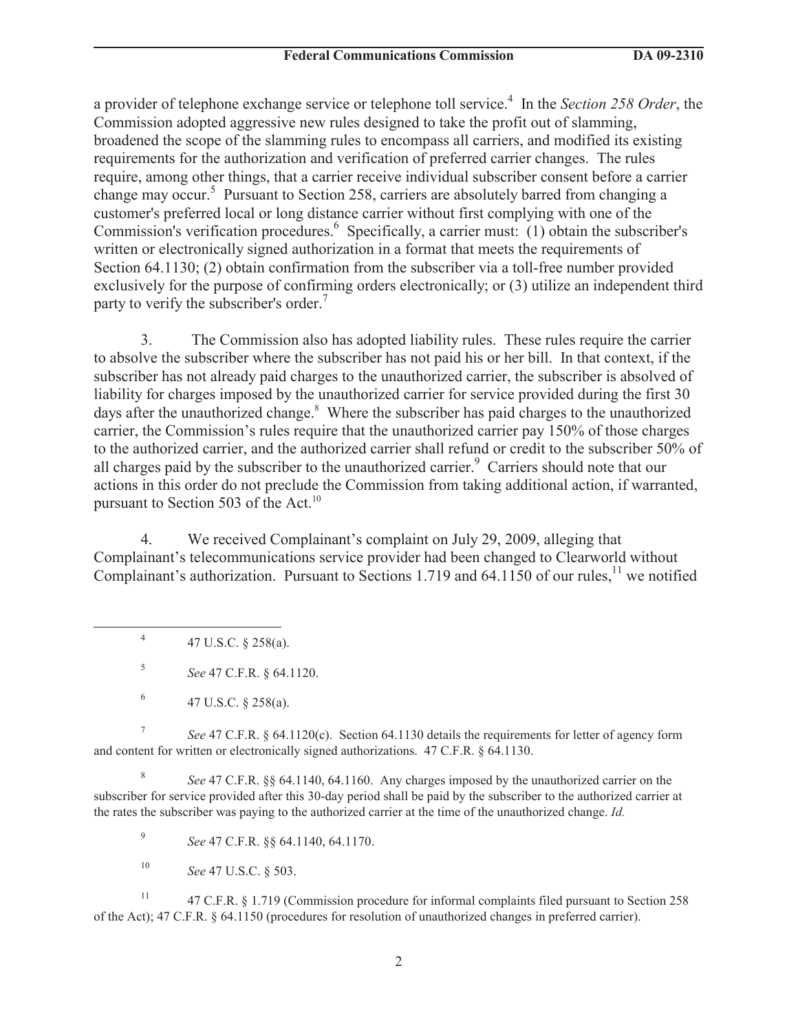a provider of telephone exchange service or telephone toll service.[4] In the *Section 258 Order*, the Commission adopted aggressive new rules designed to take the profit out of slamming, broadened the scope of the slamming rules to encompass all carriers, and modified its existing requirements for the authorization and verification of preferred carrier changes. The rules require, among other things, that a carrier receive individual subscriber consent before a carrier change may occur.[5] Pursuant to Section 258, carriers are absolutely barred from changing a customer's preferred local or long distance carrier without first complying with one of the Commission's verification procedures.[6] Specifically, a carrier must: (1) obtain the subscriber's written or electronically signed authorization in a format that meets the requirements of Section 64.1130; (2) obtain confirmation from the subscriber via a toll-free number provided exclusively for the purpose of confirming orders electronically; or (3) utilize an independent third party to verify the subscriber's order.[7]

3. The Commission also has adopted liability rules. These rules require the carrier to absolve the subscriber where the subscriber has not paid his or her bill. In that context, if the subscriber has not already paid charges to the unauthorized carrier, the subscriber is absolved of liability for charges imposed by the unauthorized carrier for service provided during the first 30 days after the unauthorized change.[8] Where the subscriber has paid charges to the unauthorized carrier, the Commission's rules require that the unauthorized carrier pay 150% of those charges to the authorized carrier, and the authorized carrier shall refund or credit to the subscriber 50% of all charges paid by the subscriber to the unauthorized carrier.[9] Carriers should note that our actions in this order do not preclude the Commission from taking additional action, if warranted, pursuant to Section 503 of the Act.[10]

4. We received Complainant's complaint on July 29, 2009, alleging that Complainant's telecommunications service provider had been changed to Clearworld without Complainant's authorization. Pursuant to Sections 1.719 and 64.1150 of our rules,[11] we notified

---

[4] 47 U.S.C. § 258(a).

[5] *See* 47 C.F.R. § 64.1120.

[6] 47 U.S.C. § 258(a).

[7] *See* 47 C.F.R. § 64.1120(c). Section 64.1130 details the requirements for letter of agency form and content for written or electronically signed authorizations. 47 C.F.R. § 64.1130.

[8] *See* 47 C.F.R. §§ 64.1140, 64.1160. Any charges imposed by the unauthorized carrier on the subscriber for service provided after this 30-day period shall be paid by the subscriber to the authorized carrier at the rates the subscriber was paying to the authorized carrier at the time of the unauthorized change. *Id.*

[9] *See* 47 C.F.R. §§ 64.1140, 64.1170.

[10] *See* 47 U.S.C. § 503.

[11] 47 C.F.R. § 1.719 (Commission procedure for informal complaints filed pursuant to Section 258 of the Act); 47 C.F.R. § 64.1150 (procedures for resolution of unauthorized changes in preferred carrier).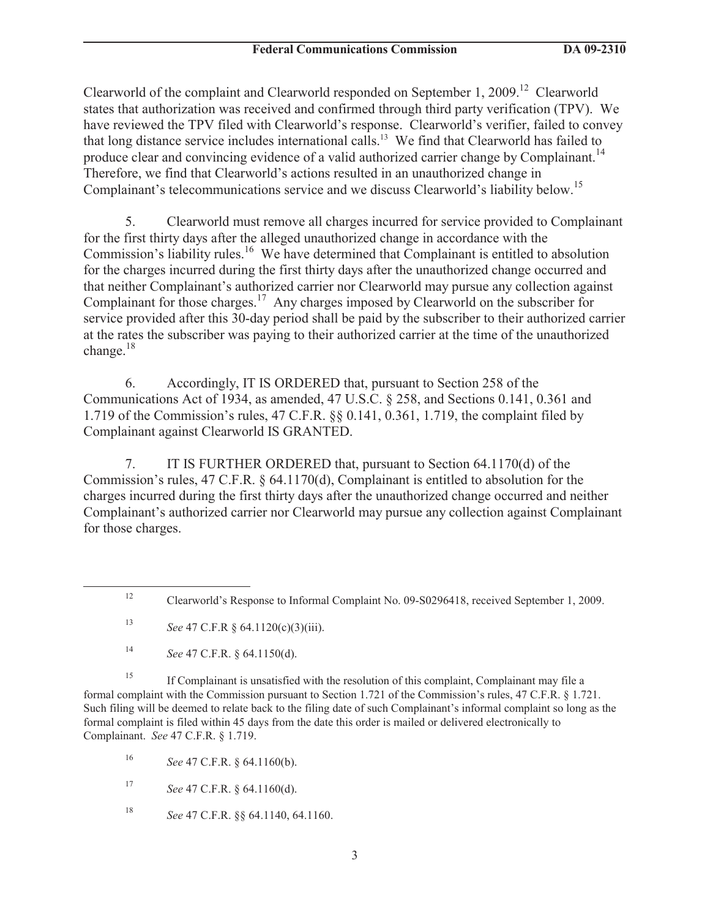Clearworld of the complaint and Clearworld responded on September 1, 2009.[12] Clearworld states that authorization was received and confirmed through third party verification (TPV). We have reviewed the TPV filed with Clearworld's response. Clearworld's verifier, failed to convey that long distance service includes international calls.[13] We find that Clearworld has failed to produce clear and convincing evidence of a valid authorized carrier change by Complainant.[14] Therefore, we find that Clearworld's actions resulted in an unauthorized change in Complainant's telecommunications service and we discuss Clearworld's liability below.[15]

5. Clearworld must remove all charges incurred for service provided to Complainant for the first thirty days after the alleged unauthorized change in accordance with the Commission's liability rules.[16] We have determined that Complainant is entitled to absolution for the charges incurred during the first thirty days after the unauthorized change occurred and that neither Complainant's authorized carrier nor Clearworld may pursue any collection against Complainant for those charges.[17] Any charges imposed by Clearworld on the subscriber for service provided after this 30-day period shall be paid by the subscriber to their authorized carrier at the rates the subscriber was paying to their authorized carrier at the time of the unauthorized change.[18]

6. Accordingly, IT IS ORDERED that, pursuant to Section 258 of the Communications Act of 1934, as amended, 47 U.S.C. § 258, and Sections 0.141, 0.361 and 1.719 of the Commission's rules, 47 C.F.R. §§ 0.141, 0.361, 1.719, the complaint filed by Complainant against Clearworld IS GRANTED.

7. IT IS FURTHER ORDERED that, pursuant to Section 64.1170(d) of the Commission's rules, 47 C.F.R. § 64.1170(d), Complainant is entitled to absolution for the charges incurred during the first thirty days after the unauthorized change occurred and neither Complainant's authorized carrier nor Clearworld may pursue any collection against Complainant for those charges.

---

[12] Clearworld's Response to Informal Complaint No. 09-S0296418, received September 1, 2009.

[13] *See* 47 C.F.R § 64.1120(c)(3)(iii).

[14] *See* 47 C.F.R. § 64.1150(d).

[15] If Complainant is unsatisfied with the resolution of this complaint, Complainant may file a formal complaint with the Commission pursuant to Section 1.721 of the Commission's rules, 47 C.F.R. § 1.721. Such filing will be deemed to relate back to the filing date of such Complainant's informal complaint so long as the formal complaint is filed within 45 days from the date this order is mailed or delivered electronically to Complainant. *See* 47 C.F.R. § 1.719.

[16] *See* 47 C.F.R. § 64.1160(b).

[17] *See* 47 C.F.R. § 64.1160(d).

[18] *See* 47 C.F.R. §§ 64.1140, 64.1160.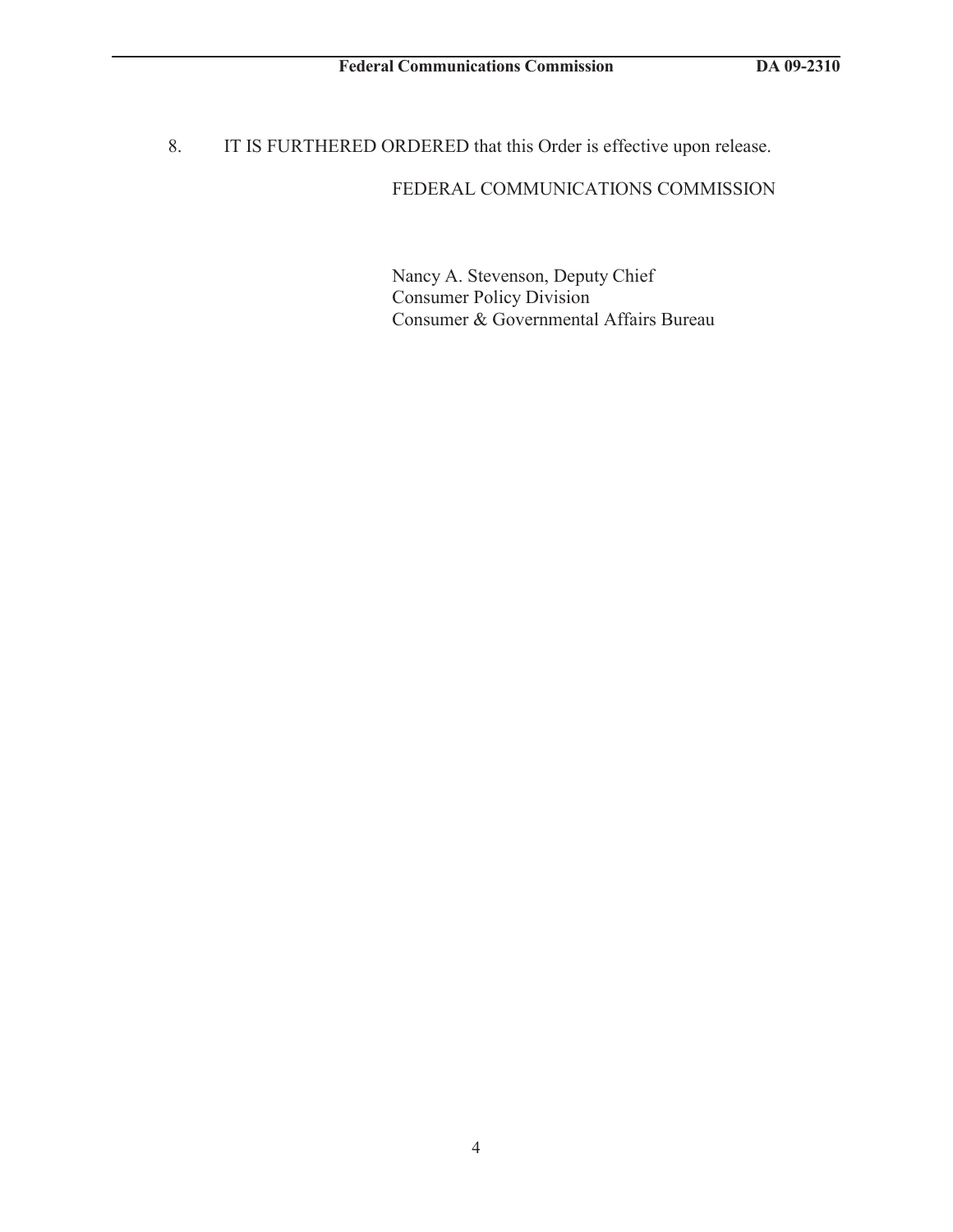8. IT IS FURTHERED ORDERED that this Order is effective upon release.

FEDERAL COMMUNICATIONS COMMISSION

Nancy A. Stevenson, Deputy Chief
Consumer Policy Division
Consumer & Governmental Affairs Bureau